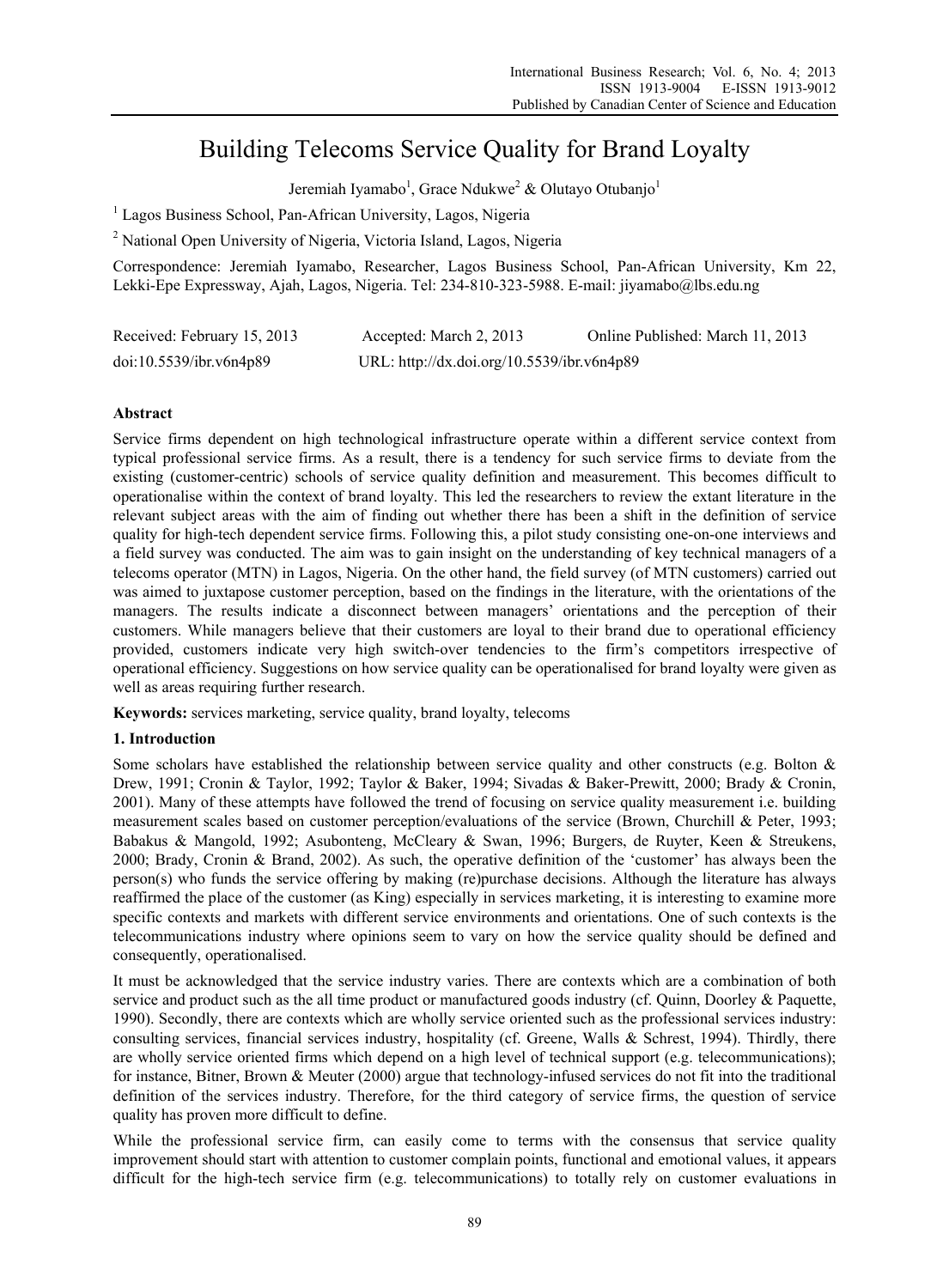# Building Telecoms Service Quality for Brand Loyalty

Jeremiah Iyamabo[1], Grace Ndukwe[2] & Olutayo Otubanjo[1]

[1] Lagos Business School, Pan-African University, Lagos, Nigeria

[2] National Open University of Nigeria, Victoria Island, Lagos, Nigeria

Correspondence: Jeremiah Iyamabo, Researcher, Lagos Business School, Pan-African University, Km 22, Lekki-Epe Expressway, Ajah, Lagos, Nigeria. Tel: 234-810-323-5988. E-mail: jiyamabo@lbs.edu.ng

Received: February 15, 2013 Accepted: March 2, 2013 Online Published: March 11, 2013

doi:10.5539/ibr.v6n4p89 URL: http://dx.doi.org/10.5539/ibr.v6n4p89

## Abstract

Service firms dependent on high technological infrastructure operate within a different service context from typical professional service firms. As a result, there is a tendency for such service firms to deviate from the existing (customer-centric) schools of service quality definition and measurement. This becomes difficult to operationalise within the context of brand loyalty. This led the researchers to review the extant literature in the relevant subject areas with the aim of finding out whether there has been a shift in the definition of service quality for high-tech dependent service firms. Following this, a pilot study consisting one-on-one interviews and a field survey was conducted. The aim was to gain insight on the understanding of key technical managers of a telecoms operator (MTN) in Lagos, Nigeria. On the other hand, the field survey (of MTN customers) carried out was aimed to juxtapose customer perception, based on the findings in the literature, with the orientations of the managers. The results indicate a disconnect between managers' orientations and the perception of their customers. While managers believe that their customers are loyal to their brand due to operational efficiency provided, customers indicate very high switch-over tendencies to the firm's competitors irrespective of operational efficiency. Suggestions on how service quality can be operationalised for brand loyalty were given as well as areas requiring further research.

**Keywords:** services marketing, service quality, brand loyalty, telecoms

## 1. Introduction

Some scholars have established the relationship between service quality and other constructs (e.g. Bolton & Drew, 1991; Cronin & Taylor, 1992; Taylor & Baker, 1994; Sivadas & Baker-Prewitt, 2000; Brady & Cronin, 2001). Many of these attempts have followed the trend of focusing on service quality measurement i.e. building measurement scales based on customer perception/evaluations of the service (Brown, Churchill & Peter, 1993; Babakus & Mangold, 1992; Asubonteng, McCleary & Swan, 1996; Burgers, de Ruyter, Keen & Streukens, 2000; Brady, Cronin & Brand, 2002). As such, the operative definition of the 'customer' has always been the person(s) who funds the service offering by making (re)purchase decisions. Although the literature has always reaffirmed the place of the customer (as King) especially in services marketing, it is interesting to examine more specific contexts and markets with different service environments and orientations. One of such contexts is the telecommunications industry where opinions seem to vary on how the service quality should be defined and consequently, operationalised.

It must be acknowledged that the service industry varies. There are contexts which are a combination of both service and product such as the all time product or manufactured goods industry (cf. Quinn, Doorley & Paquette, 1990). Secondly, there are contexts which are wholly service oriented such as the professional services industry: consulting services, financial services industry, hospitality (cf. Greene, Walls & Schrest, 1994). Thirdly, there are wholly service oriented firms which depend on a high level of technical support (e.g. telecommunications); for instance, Bitner, Brown & Meuter (2000) argue that technology-infused services do not fit into the traditional definition of the services industry. Therefore, for the third category of service firms, the question of service quality has proven more difficult to define.

While the professional service firm, can easily come to terms with the consensus that service quality improvement should start with attention to customer complain points, functional and emotional values, it appears difficult for the high-tech service firm (e.g. telecommunications) to totally rely on customer evaluations in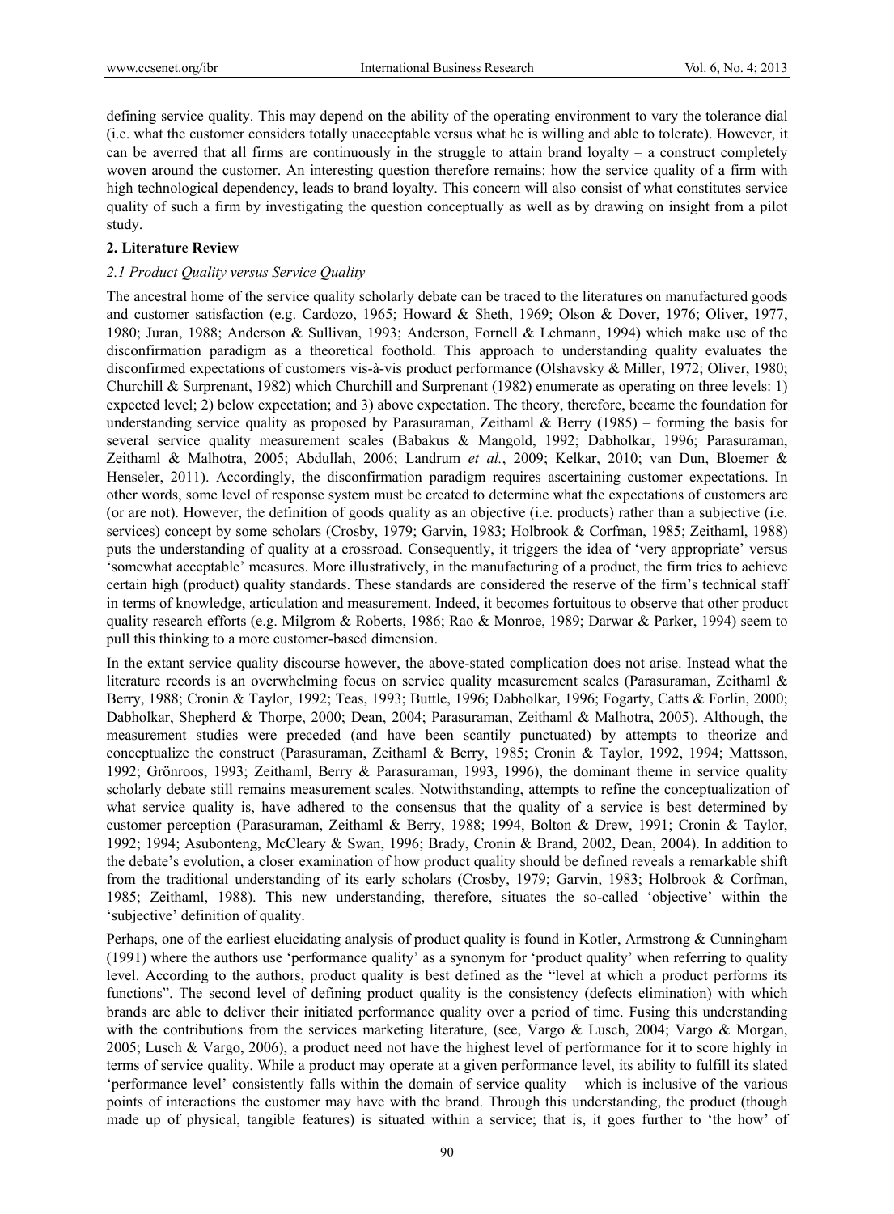defining service quality. This may depend on the ability of the operating environment to vary the tolerance dial (i.e. what the customer considers totally unacceptable versus what he is willing and able to tolerate). However, it can be averred that all firms are continuously in the struggle to attain brand loyalty – a construct completely woven around the customer. An interesting question therefore remains: how the service quality of a firm with high technological dependency, leads to brand loyalty. This concern will also consist of what constitutes service quality of such a firm by investigating the question conceptually as well as by drawing on insight from a pilot study.

## 2. Literature Review

### *2.1 Product Quality versus Service Quality*

The ancestral home of the service quality scholarly debate can be traced to the literatures on manufactured goods and customer satisfaction (e.g. Cardozo, 1965; Howard & Sheth, 1969; Olson & Dover, 1976; Oliver, 1977, 1980; Juran, 1988; Anderson & Sullivan, 1993; Anderson, Fornell & Lehmann, 1994) which make use of the disconfirmation paradigm as a theoretical foothold. This approach to understanding quality evaluates the disconfirmed expectations of customers vis-à-vis product performance (Olshavsky & Miller, 1972; Oliver, 1980; Churchill & Surprenant, 1982) which Churchill and Surprenant (1982) enumerate as operating on three levels: 1) expected level; 2) below expectation; and 3) above expectation. The theory, therefore, became the foundation for understanding service quality as proposed by Parasuraman, Zeithaml & Berry (1985) – forming the basis for several service quality measurement scales (Babakus & Mangold, 1992; Dabholkar, 1996; Parasuraman, Zeithaml & Malhotra, 2005; Abdullah, 2006; Landrum *et al.*, 2009; Kelkar, 2010; van Dun, Bloemer & Henseler, 2011). Accordingly, the disconfirmation paradigm requires ascertaining customer expectations. In other words, some level of response system must be created to determine what the expectations of customers are (or are not). However, the definition of goods quality as an objective (i.e. products) rather than a subjective (i.e. services) concept by some scholars (Crosby, 1979; Garvin, 1983; Holbrook & Corfman, 1985; Zeithaml, 1988) puts the understanding of quality at a crossroad. Consequently, it triggers the idea of 'very appropriate' versus 'somewhat acceptable' measures. More illustratively, in the manufacturing of a product, the firm tries to achieve certain high (product) quality standards. These standards are considered the reserve of the firm's technical staff in terms of knowledge, articulation and measurement. Indeed, it becomes fortuitous to observe that other product quality research efforts (e.g. Milgrom & Roberts, 1986; Rao & Monroe, 1989; Darwar & Parker, 1994) seem to pull this thinking to a more customer-based dimension.

In the extant service quality discourse however, the above-stated complication does not arise. Instead what the literature records is an overwhelming focus on service quality measurement scales (Parasuraman, Zeithaml & Berry, 1988; Cronin & Taylor, 1992; Teas, 1993; Buttle, 1996; Dabholkar, 1996; Fogarty, Catts & Forlin, 2000; Dabholkar, Shepherd & Thorpe, 2000; Dean, 2004; Parasuraman, Zeithaml & Malhotra, 2005). Although, the measurement studies were preceded (and have been scantily punctuated) by attempts to theorize and conceptualize the construct (Parasuraman, Zeithaml & Berry, 1985; Cronin & Taylor, 1992, 1994; Mattsson, 1992; Grönroos, 1993; Zeithaml, Berry & Parasuraman, 1993, 1996), the dominant theme in service quality scholarly debate still remains measurement scales. Notwithstanding, attempts to refine the conceptualization of what service quality is, have adhered to the consensus that the quality of a service is best determined by customer perception (Parasuraman, Zeithaml & Berry, 1988; 1994, Bolton & Drew, 1991; Cronin & Taylor, 1992; 1994; Asubonteng, McCleary & Swan, 1996; Brady, Cronin & Brand, 2002, Dean, 2004). In addition to the debate's evolution, a closer examination of how product quality should be defined reveals a remarkable shift from the traditional understanding of its early scholars (Crosby, 1979; Garvin, 1983; Holbrook & Corfman, 1985; Zeithaml, 1988). This new understanding, therefore, situates the so-called 'objective' within the 'subjective' definition of quality.

Perhaps, one of the earliest elucidating analysis of product quality is found in Kotler, Armstrong & Cunningham (1991) where the authors use 'performance quality' as a synonym for 'product quality' when referring to quality level. According to the authors, product quality is best defined as the "level at which a product performs its functions". The second level of defining product quality is the consistency (defects elimination) with which brands are able to deliver their initiated performance quality over a period of time. Fusing this understanding with the contributions from the services marketing literature, (see, Vargo & Lusch, 2004; Vargo & Morgan, 2005; Lusch & Vargo, 2006), a product need not have the highest level of performance for it to score highly in terms of service quality. While a product may operate at a given performance level, its ability to fulfill its slated 'performance level' consistently falls within the domain of service quality – which is inclusive of the various points of interactions the customer may have with the brand. Through this understanding, the product (though made up of physical, tangible features) is situated within a service; that is, it goes further to 'the how' of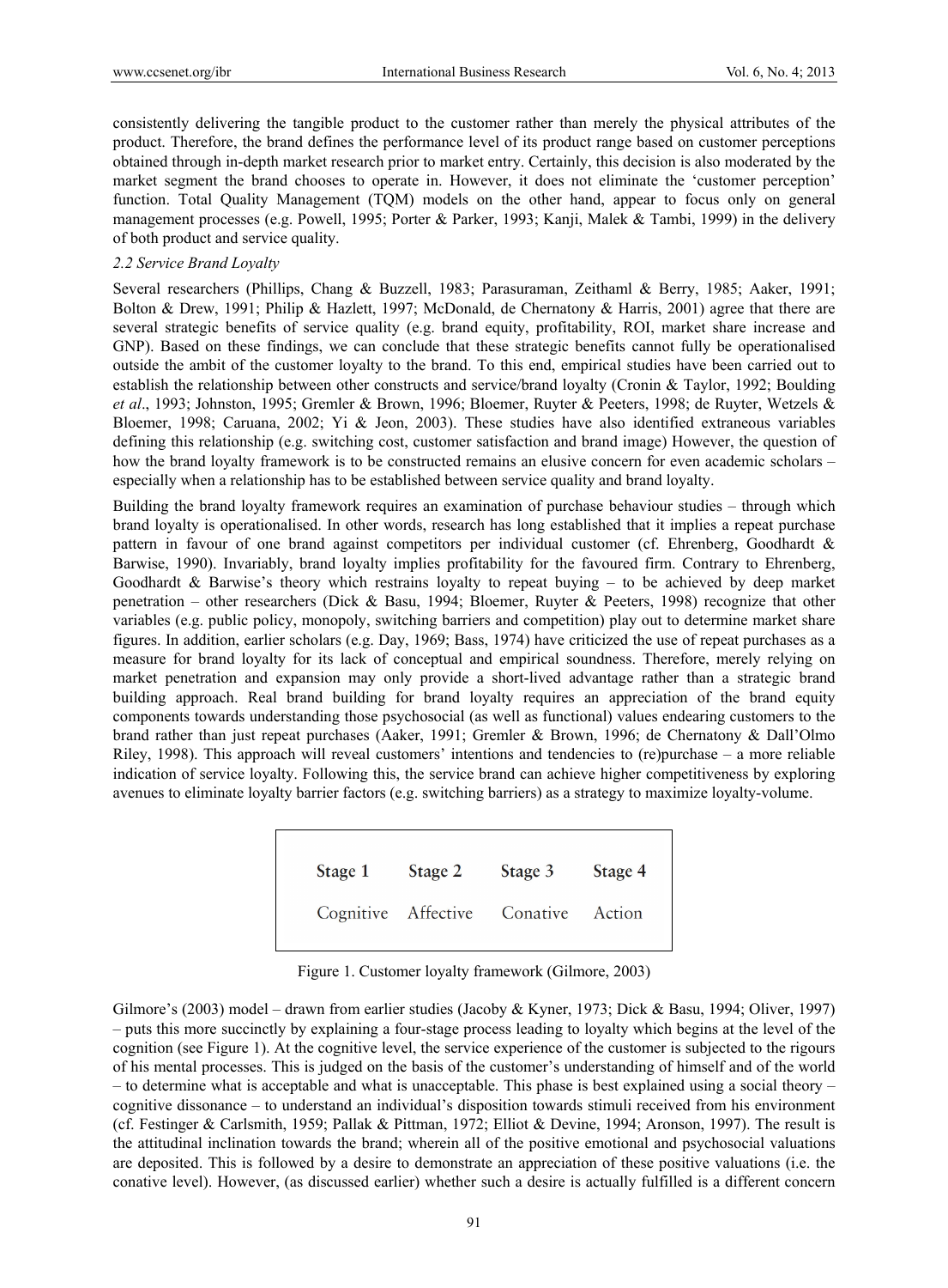consistently delivering the tangible product to the customer rather than merely the physical attributes of the product. Therefore, the brand defines the performance level of its product range based on customer perceptions obtained through in-depth market research prior to market entry. Certainly, this decision is also moderated by the market segment the brand chooses to operate in. However, it does not eliminate the 'customer perception' function. Total Quality Management (TQM) models on the other hand, appear to focus only on general management processes (e.g. Powell, 1995; Porter & Parker, 1993; Kanji, Malek & Tambi, 1999) in the delivery of both product and service quality.

### *2.2 Service Brand Loyalty*

Several researchers (Phillips, Chang & Buzzell, 1983; Parasuraman, Zeithaml & Berry, 1985; Aaker, 1991; Bolton & Drew, 1991; Philip & Hazlett, 1997; McDonald, de Chernatony & Harris, 2001) agree that there are several strategic benefits of service quality (e.g. brand equity, profitability, ROI, market share increase and GNP). Based on these findings, we can conclude that these strategic benefits cannot fully be operationalised outside the ambit of the customer loyalty to the brand. To this end, empirical studies have been carried out to establish the relationship between other constructs and service/brand loyalty (Cronin & Taylor, 1992; Boulding *et al*., 1993; Johnston, 1995; Gremler & Brown, 1996; Bloemer, Ruyter & Peeters, 1998; de Ruyter, Wetzels & Bloemer, 1998; Caruana, 2002; Yi & Jeon, 2003). These studies have also identified extraneous variables defining this relationship (e.g. switching cost, customer satisfaction and brand image) However, the question of how the brand loyalty framework is to be constructed remains an elusive concern for even academic scholars – especially when a relationship has to be established between service quality and brand loyalty.

Building the brand loyalty framework requires an examination of purchase behaviour studies – through which brand loyalty is operationalised. In other words, research has long established that it implies a repeat purchase pattern in favour of one brand against competitors per individual customer (cf. Ehrenberg, Goodhardt & Barwise, 1990). Invariably, brand loyalty implies profitability for the favoured firm. Contrary to Ehrenberg, Goodhardt & Barwise's theory which restrains loyalty to repeat buying – to be achieved by deep market penetration – other researchers (Dick & Basu, 1994; Bloemer, Ruyter & Peeters, 1998) recognize that other variables (e.g. public policy, monopoly, switching barriers and competition) play out to determine market share figures. In addition, earlier scholars (e.g. Day, 1969; Bass, 1974) have criticized the use of repeat purchases as a measure for brand loyalty for its lack of conceptual and empirical soundness. Therefore, merely relying on market penetration and expansion may only provide a short-lived advantage rather than a strategic brand building approach. Real brand building for brand loyalty requires an appreciation of the brand equity components towards understanding those psychosocial (as well as functional) values endearing customers to the brand rather than just repeat purchases (Aaker, 1991; Gremler & Brown, 1996; de Chernatony & Dall'Olmo Riley, 1998). This approach will reveal customers' intentions and tendencies to (re)purchase – a more reliable indication of service loyalty. Following this, the service brand can achieve higher competitiveness by exploring avenues to eliminate loyalty barrier factors (e.g. switching barriers) as a strategy to maximize loyalty-volume.

| Stage 1 | Stage 2 | Stage 3 | Stage 4 |
|---|---|---|---|
| Cognitive | Affective | Conative | Action |

Figure 1. Customer loyalty framework (Gilmore, 2003)

Gilmore's (2003) model – drawn from earlier studies (Jacoby & Kyner, 1973; Dick & Basu, 1994; Oliver, 1997) – puts this more succinctly by explaining a four-stage process leading to loyalty which begins at the level of the cognition (see Figure 1). At the cognitive level, the service experience of the customer is subjected to the rigours of his mental processes. This is judged on the basis of the customer's understanding of himself and of the world – to determine what is acceptable and what is unacceptable. This phase is best explained using a social theory – cognitive dissonance – to understand an individual's disposition towards stimuli received from his environment (cf. Festinger & Carlsmith, 1959; Pallak & Pittman, 1972; Elliot & Devine, 1994; Aronson, 1997). The result is the attitudinal inclination towards the brand; wherein all of the positive emotional and psychosocial valuations are deposited. This is followed by a desire to demonstrate an appreciation of these positive valuations (i.e. the conative level). However, (as discussed earlier) whether such a desire is actually fulfilled is a different concern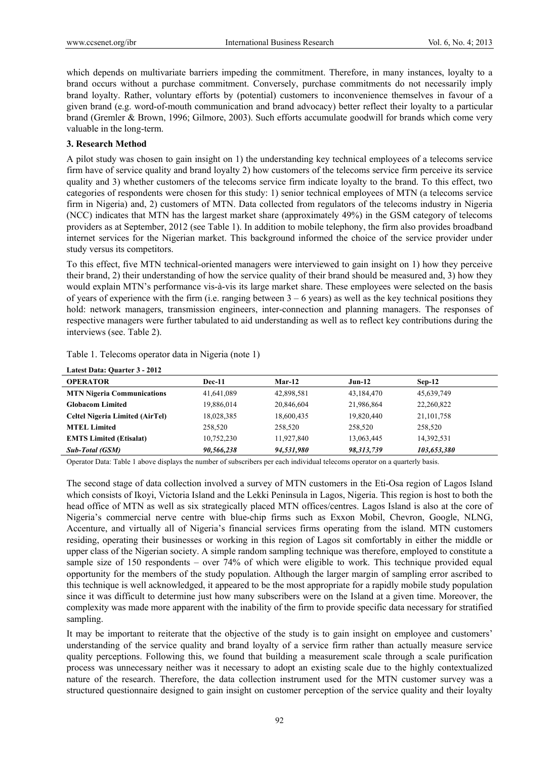which depends on multivariate barriers impeding the commitment. Therefore, in many instances, loyalty to a brand occurs without a purchase commitment. Conversely, purchase commitments do not necessarily imply brand loyalty. Rather, voluntary efforts by (potential) customers to inconvenience themselves in favour of a given brand (e.g. word-of-mouth communication and brand advocacy) better reflect their loyalty to a particular brand (Gremler & Brown, 1996; Gilmore, 2003). Such efforts accumulate goodwill for brands which come very valuable in the long-term.

## 3. Research Method

A pilot study was chosen to gain insight on 1) the understanding key technical employees of a telecoms service firm have of service quality and brand loyalty 2) how customers of the telecoms service firm perceive its service quality and 3) whether customers of the telecoms service firm indicate loyalty to the brand. To this effect, two categories of respondents were chosen for this study: 1) senior technical employees of MTN (a telecoms service firm in Nigeria) and, 2) customers of MTN. Data collected from regulators of the telecoms industry in Nigeria (NCC) indicates that MTN has the largest market share (approximately 49%) in the GSM category of telecoms providers as at September, 2012 (see Table 1). In addition to mobile telephony, the firm also provides broadband internet services for the Nigerian market. This background informed the choice of the service provider under study versus its competitors.

To this effect, five MTN technical-oriented managers were interviewed to gain insight on 1) how they perceive their brand, 2) their understanding of how the service quality of their brand should be measured and, 3) how they would explain MTN's performance vis-à-vis its large market share. These employees were selected on the basis of years of experience with the firm (i.e. ranging between 3 – 6 years) as well as the key technical positions they hold: network managers, transmission engineers, inter-connection and planning managers. The responses of respective managers were further tabulated to aid understanding as well as to reflect key contributions during the interviews (see. Table 2).

Table 1. Telecoms operator data in Nigeria (note 1)

**Latest Data: Quarter 3 - 2012**

| OPERATOR | Dec-11 | Mar-12 | Jun-12 | Sep-12 |
|---|---|---|---|---|
| **MTN Nigeria Communications** | 41,641,089 | 42,898,581 | 43,184,470 | 45,639,749 |
| **Globacom Limited** | 19,886,014 | 20,846,604 | 21,986,864 | 22,260,822 |
| **Celtel Nigeria Limited (AirTel)** | 18,028,385 | 18,600,435 | 19,820,440 | 21,101,758 |
| **MTEL Limited** | 258,520 | 258,520 | 258,520 | 258,520 |
| **EMTS Limited (Etisalat)** | 10,752,230 | 11,927,840 | 13,063,445 | 14,392,531 |
| ***Sub-Total (GSM)*** | ***90,566,238*** | ***94,531,980*** | ***98,313,739*** | ***103,653,380*** |

Operator Data: Table 1 above displays the number of subscribers per each individual telecoms operator on a quarterly basis.

The second stage of data collection involved a survey of MTN customers in the Eti-Osa region of Lagos Island which consists of Ikoyi, Victoria Island and the Lekki Peninsula in Lagos, Nigeria. This region is host to both the head office of MTN as well as six strategically placed MTN offices/centres. Lagos Island is also at the core of Nigeria's commercial nerve centre with blue-chip firms such as Exxon Mobil, Chevron, Google, NLNG, Accenture, and virtually all of Nigeria's financial services firms operating from the island. MTN customers residing, operating their businesses or working in this region of Lagos sit comfortably in either the middle or upper class of the Nigerian society. A simple random sampling technique was therefore, employed to constitute a sample size of 150 respondents – over 74% of which were eligible to work. This technique provided equal opportunity for the members of the study population. Although the larger margin of sampling error ascribed to this technique is well acknowledged, it appeared to be the most appropriate for a rapidly mobile study population since it was difficult to determine just how many subscribers were on the Island at a given time. Moreover, the complexity was made more apparent with the inability of the firm to provide specific data necessary for stratified sampling.

It may be important to reiterate that the objective of the study is to gain insight on employee and customers' understanding of the service quality and brand loyalty of a service firm rather than actually measure service quality perceptions. Following this, we found that building a measurement scale through a scale purification process was unnecessary neither was it necessary to adopt an existing scale due to the highly contextualized nature of the research. Therefore, the data collection instrument used for the MTN customer survey was a structured questionnaire designed to gain insight on customer perception of the service quality and their loyalty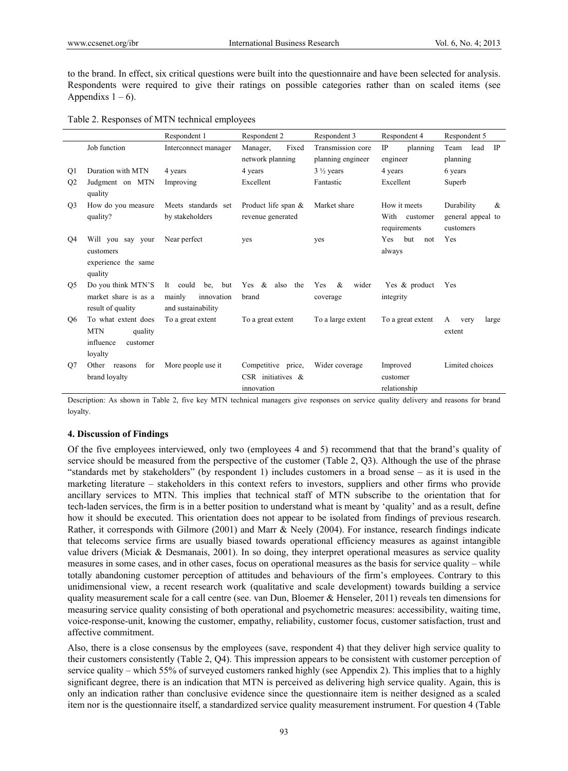to the brand. In effect, six critical questions were built into the questionnaire and have been selected for analysis. Respondents were required to give their ratings on possible categories rather than on scaled items (see Appendixs 1 – 6).

Table 2. Responses of MTN technical employees

| | | Respondent 1 | Respondent 2 | Respondent 3 | Respondent 4 | Respondent 5 |
|---|---|---|---|---|---|---|
| | Job function | Interconnect manager | Manager, Fixed network planning | Transmission core planning engineer | IP planning engineer | Team lead IP planning |
| Q1 | Duration with MTN | 4 years | 4 years | 3 ½ years | 4 years | 6 years |
| Q2 | Judgment on MTN quality | Improving | Excellent | Fantastic | Excellent | Superb |
| Q3 | How do you measure quality? | Meets standards set by stakeholders | Product life span & revenue generated | Market share | How it meets With customer requirements | Durability & general appeal to customers |
| Q4 | Will you say your customers experience the same quality | Near perfect | yes | yes | Yes but not always | Yes |
| Q5 | Do you think MTN'S market share is as a result of quality | It could be, but mainly innovation and sustainability | Yes & also the brand | Yes & wider coverage | Yes & product integrity | Yes |
| Q6 | To what extent does MTN quality influence customer loyalty | To a great extent | To a great extent | To a large extent | To a great extent | A very large extent |
| Q7 | Other reasons for brand loyalty | More people use it | Competitive price, CSR initiatives & innovation | Wider coverage | Improved customer relationship | Limited choices |

Description: As shown in Table 2, five key MTN technical managers give responses on service quality delivery and reasons for brand loyalty.

## 4. Discussion of Findings

Of the five employees interviewed, only two (employees 4 and 5) recommend that that the brand's quality of service should be measured from the perspective of the customer (Table 2, Q3). Although the use of the phrase "standards met by stakeholders" (by respondent 1) includes customers in a broad sense – as it is used in the marketing literature – stakeholders in this context refers to investors, suppliers and other firms who provide ancillary services to MTN. This implies that technical staff of MTN subscribe to the orientation that for tech-laden services, the firm is in a better position to understand what is meant by 'quality' and as a result, define how it should be executed. This orientation does not appear to be isolated from findings of previous research. Rather, it corresponds with Gilmore (2001) and Marr & Neely (2004). For instance, research findings indicate that telecoms service firms are usually biased towards operational efficiency measures as against intangible value drivers (Miciak & Desmanais, 2001). In so doing, they interpret operational measures as service quality measures in some cases, and in other cases, focus on operational measures as the basis for service quality – while totally abandoning customer perception of attitudes and behaviours of the firm's employees. Contrary to this unidimensional view, a recent research work (qualitative and scale development) towards building a service quality measurement scale for a call centre (see. van Dun, Bloemer & Henseler, 2011) reveals ten dimensions for measuring service quality consisting of both operational and psychometric measures: accessibility, waiting time, voice-response-unit, knowing the customer, empathy, reliability, customer focus, customer satisfaction, trust and affective commitment.

Also, there is a close consensus by the employees (save, respondent 4) that they deliver high service quality to their customers consistently (Table 2, Q4). This impression appears to be consistent with customer perception of service quality – which 55% of surveyed customers ranked highly (see Appendix 2). This implies that to a highly significant degree, there is an indication that MTN is perceived as delivering high service quality. Again, this is only an indication rather than conclusive evidence since the questionnaire item is neither designed as a scaled item nor is the questionnaire itself, a standardized service quality measurement instrument. For question 4 (Table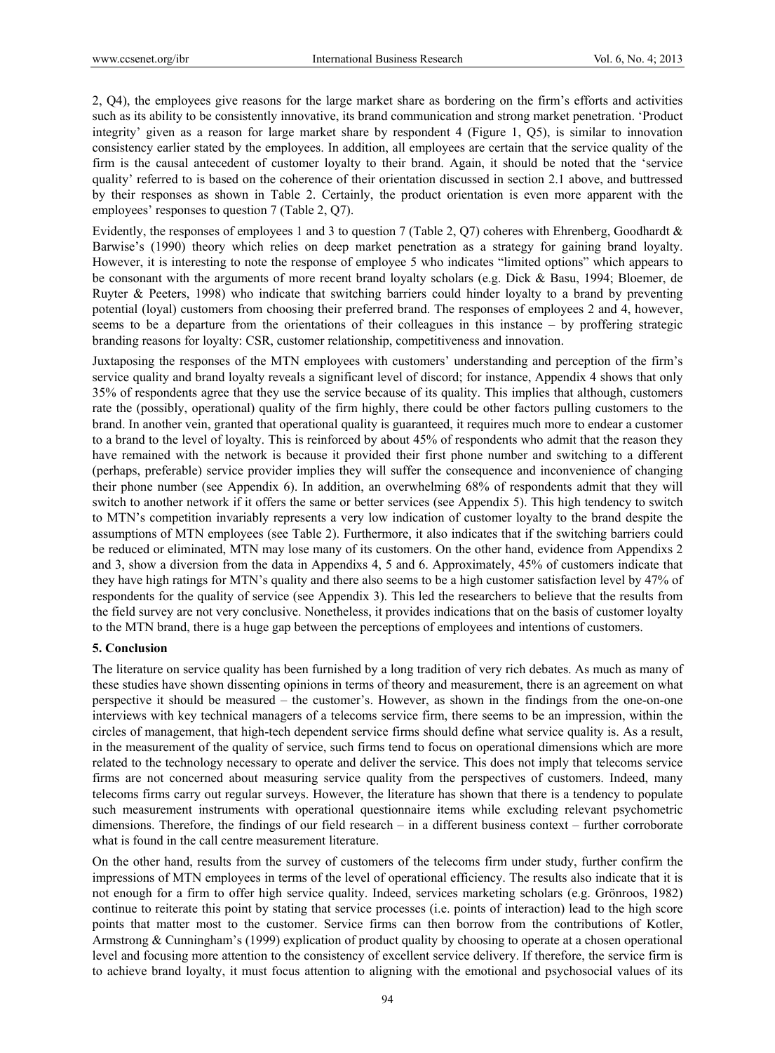2, Q4), the employees give reasons for the large market share as bordering on the firm's efforts and activities such as its ability to be consistently innovative, its brand communication and strong market penetration. 'Product integrity' given as a reason for large market share by respondent 4 (Figure 1, Q5), is similar to innovation consistency earlier stated by the employees. In addition, all employees are certain that the service quality of the firm is the causal antecedent of customer loyalty to their brand. Again, it should be noted that the 'service quality' referred to is based on the coherence of their orientation discussed in section 2.1 above, and buttressed by their responses as shown in Table 2. Certainly, the product orientation is even more apparent with the employees' responses to question 7 (Table 2, Q7).

Evidently, the responses of employees 1 and 3 to question 7 (Table 2, Q7) coheres with Ehrenberg, Goodhardt & Barwise's (1990) theory which relies on deep market penetration as a strategy for gaining brand loyalty. However, it is interesting to note the response of employee 5 who indicates "limited options" which appears to be consonant with the arguments of more recent brand loyalty scholars (e.g. Dick & Basu, 1994; Bloemer, de Ruyter & Peeters, 1998) who indicate that switching barriers could hinder loyalty to a brand by preventing potential (loyal) customers from choosing their preferred brand. The responses of employees 2 and 4, however, seems to be a departure from the orientations of their colleagues in this instance – by proffering strategic branding reasons for loyalty: CSR, customer relationship, competitiveness and innovation.

Juxtaposing the responses of the MTN employees with customers' understanding and perception of the firm's service quality and brand loyalty reveals a significant level of discord; for instance, Appendix 4 shows that only 35% of respondents agree that they use the service because of its quality. This implies that although, customers rate the (possibly, operational) quality of the firm highly, there could be other factors pulling customers to the brand. In another vein, granted that operational quality is guaranteed, it requires much more to endear a customer to a brand to the level of loyalty. This is reinforced by about 45% of respondents who admit that the reason they have remained with the network is because it provided their first phone number and switching to a different (perhaps, preferable) service provider implies they will suffer the consequence and inconvenience of changing their phone number (see Appendix 6). In addition, an overwhelming 68% of respondents admit that they will switch to another network if it offers the same or better services (see Appendix 5). This high tendency to switch to MTN's competition invariably represents a very low indication of customer loyalty to the brand despite the assumptions of MTN employees (see Table 2). Furthermore, it also indicates that if the switching barriers could be reduced or eliminated, MTN may lose many of its customers. On the other hand, evidence from Appendixs 2 and 3, show a diversion from the data in Appendixs 4, 5 and 6. Approximately, 45% of customers indicate that they have high ratings for MTN's quality and there also seems to be a high customer satisfaction level by 47% of respondents for the quality of service (see Appendix 3). This led the researchers to believe that the results from the field survey are not very conclusive. Nonetheless, it provides indications that on the basis of customer loyalty to the MTN brand, there is a huge gap between the perceptions of employees and intentions of customers.

## 5. Conclusion

The literature on service quality has been furnished by a long tradition of very rich debates. As much as many of these studies have shown dissenting opinions in terms of theory and measurement, there is an agreement on what perspective it should be measured – the customer's. However, as shown in the findings from the one-on-one interviews with key technical managers of a telecoms service firm, there seems to be an impression, within the circles of management, that high-tech dependent service firms should define what service quality is. As a result, in the measurement of the quality of service, such firms tend to focus on operational dimensions which are more related to the technology necessary to operate and deliver the service. This does not imply that telecoms service firms are not concerned about measuring service quality from the perspectives of customers. Indeed, many telecoms firms carry out regular surveys. However, the literature has shown that there is a tendency to populate such measurement instruments with operational questionnaire items while excluding relevant psychometric dimensions. Therefore, the findings of our field research – in a different business context – further corroborate what is found in the call centre measurement literature.

On the other hand, results from the survey of customers of the telecoms firm under study, further confirm the impressions of MTN employees in terms of the level of operational efficiency. The results also indicate that it is not enough for a firm to offer high service quality. Indeed, services marketing scholars (e.g. Grönroos, 1982) continue to reiterate this point by stating that service processes (i.e. points of interaction) lead to the high score points that matter most to the customer. Service firms can then borrow from the contributions of Kotler, Armstrong & Cunningham's (1999) explication of product quality by choosing to operate at a chosen operational level and focusing more attention to the consistency of excellent service delivery. If therefore, the service firm is to achieve brand loyalty, it must focus attention to aligning with the emotional and psychosocial values of its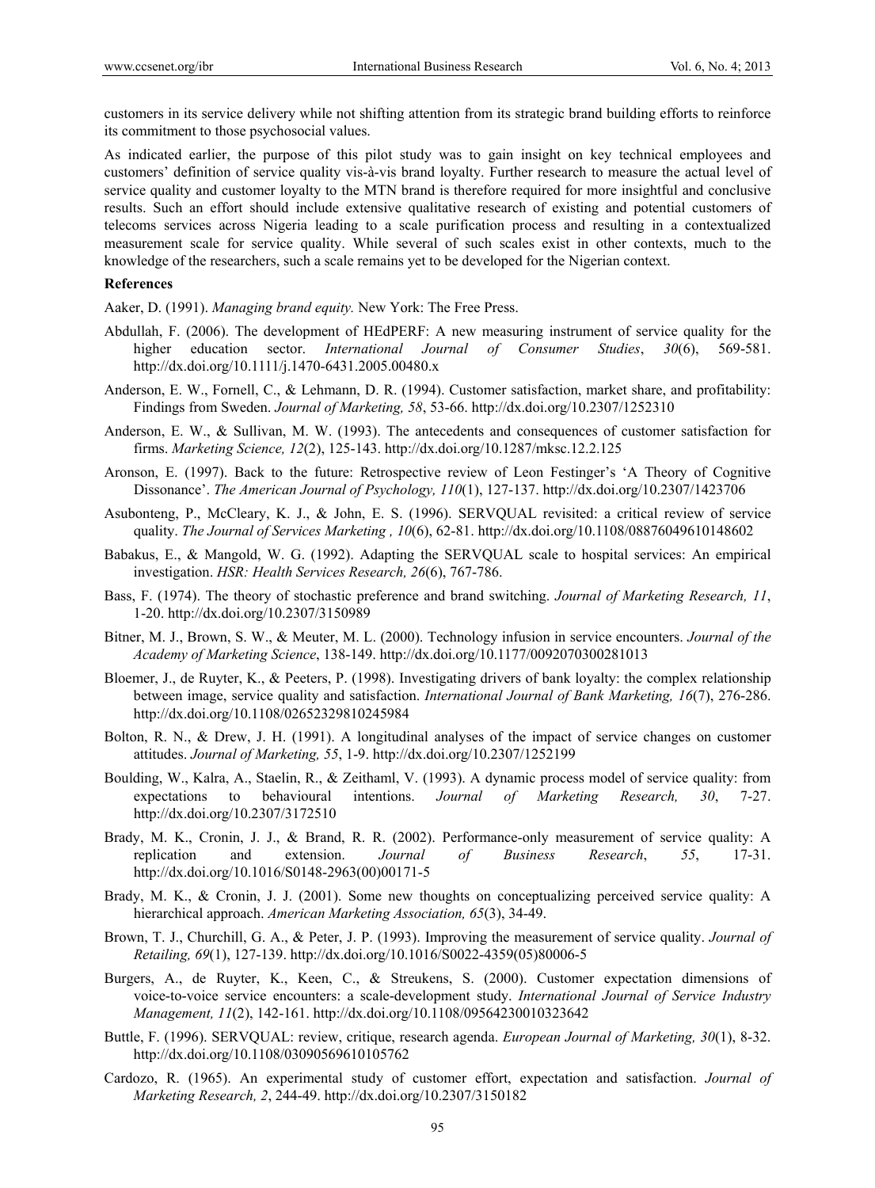customers in its service delivery while not shifting attention from its strategic brand building efforts to reinforce its commitment to those psychosocial values.

As indicated earlier, the purpose of this pilot study was to gain insight on key technical employees and customers' definition of service quality vis-à-vis brand loyalty. Further research to measure the actual level of service quality and customer loyalty to the MTN brand is therefore required for more insightful and conclusive results. Such an effort should include extensive qualitative research of existing and potential customers of telecoms services across Nigeria leading to a scale purification process and resulting in a contextualized measurement scale for service quality. While several of such scales exist in other contexts, much to the knowledge of the researchers, such a scale remains yet to be developed for the Nigerian context.

**References**

Aaker, D. (1991). *Managing brand equity.* New York: The Free Press.

Abdullah, F. (2006). The development of HEdPERF: A new measuring instrument of service quality for the higher education sector. *International Journal of Consumer Studies*, *30*(6), 569-581. http://dx.doi.org/10.1111/j.1470-6431.2005.00480.x

Anderson, E. W., Fornell, C., & Lehmann, D. R. (1994). Customer satisfaction, market share, and profitability: Findings from Sweden. *Journal of Marketing, 58*, 53-66. http://dx.doi.org/10.2307/1252310

Anderson, E. W., & Sullivan, M. W. (1993). The antecedents and consequences of customer satisfaction for firms. *Marketing Science, 12*(2), 125-143. http://dx.doi.org/10.1287/mksc.12.2.125

Aronson, E. (1997). Back to the future: Retrospective review of Leon Festinger's 'A Theory of Cognitive Dissonance'. *The American Journal of Psychology, 110*(1), 127-137. http://dx.doi.org/10.2307/1423706

Asubonteng, P., McCleary, K. J., & John, E. S. (1996). SERVQUAL revisited: a critical review of service quality. *The Journal of Services Marketing , 10*(6), 62-81. http://dx.doi.org/10.1108/08876049610148602

Babakus, E., & Mangold, W. G. (1992). Adapting the SERVQUAL scale to hospital services: An empirical investigation. *HSR: Health Services Research, 26*(6), 767-786.

Bass, F. (1974). The theory of stochastic preference and brand switching. *Journal of Marketing Research, 11*, 1-20. http://dx.doi.org/10.2307/3150989

Bitner, M. J., Brown, S. W., & Meuter, M. L. (2000). Technology infusion in service encounters. *Journal of the Academy of Marketing Science*, 138-149. http://dx.doi.org/10.1177/0092070300281013

Bloemer, J., de Ruyter, K., & Peeters, P. (1998). Investigating drivers of bank loyalty: the complex relationship between image, service quality and satisfaction. *International Journal of Bank Marketing, 16*(7), 276-286. http://dx.doi.org/10.1108/02652329810245984

Bolton, R. N., & Drew, J. H. (1991). A longitudinal analyses of the impact of service changes on customer attitudes. *Journal of Marketing, 55*, 1-9. http://dx.doi.org/10.2307/1252199

Boulding, W., Kalra, A., Staelin, R., & Zeithaml, V. (1993). A dynamic process model of service quality: from expectations to behavioural intentions. *Journal of Marketing Research, 30*, 7-27. http://dx.doi.org/10.2307/3172510

Brady, M. K., Cronin, J. J., & Brand, R. R. (2002). Performance-only measurement of service quality: A replication and extension. *Journal of Business Research*, *55*, 17-31. http://dx.doi.org/10.1016/S0148-2963(00)00171-5

Brady, M. K., & Cronin, J. J. (2001). Some new thoughts on conceptualizing perceived service quality: A hierarchical approach. *American Marketing Association, 65*(3), 34-49.

Brown, T. J., Churchill, G. A., & Peter, J. P. (1993). Improving the measurement of service quality. *Journal of Retailing, 69*(1), 127-139. http://dx.doi.org/10.1016/S0022-4359(05)80006-5

Burgers, A., de Ruyter, K., Keen, C., & Streukens, S. (2000). Customer expectation dimensions of voice-to-voice service encounters: a scale-development study. *International Journal of Service Industry Management, 11*(2), 142-161. http://dx.doi.org/10.1108/09564230010323642

Buttle, F. (1996). SERVQUAL: review, critique, research agenda. *European Journal of Marketing, 30*(1), 8-32. http://dx.doi.org/10.1108/03090569610105762

Cardozo, R. (1965). An experimental study of customer effort, expectation and satisfaction. *Journal of Marketing Research, 2*, 244-49. http://dx.doi.org/10.2307/3150182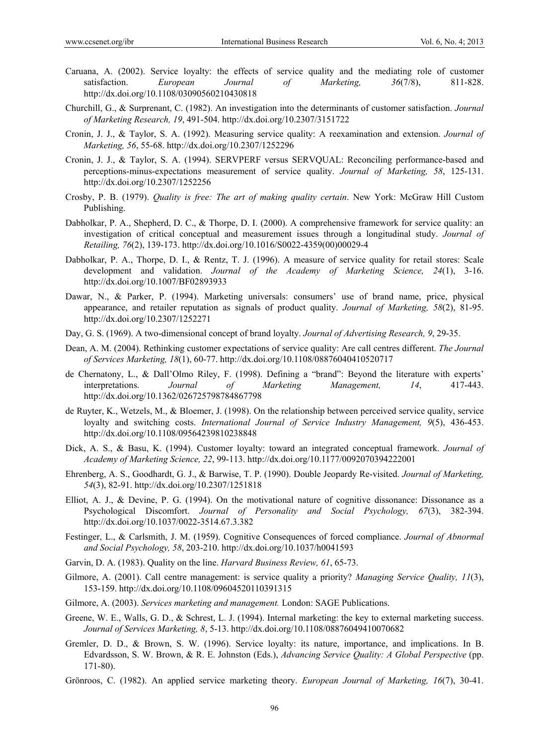Caruana, A. (2002). Service loyalty: the effects of service quality and the mediating role of customer satisfaction. *European Journal of Marketing, 36*(7/8), 811-828. http://dx.doi.org/10.1108/03090560210430818

Churchill, G., & Surprenant, C. (1982). An investigation into the determinants of customer satisfaction. *Journal of Marketing Research, 19*, 491-504. http://dx.doi.org/10.2307/3151722

Cronin, J. J., & Taylor, S. A. (1992). Measuring service quality: A reexamination and extension. *Journal of Marketing, 56*, 55-68. http://dx.doi.org/10.2307/1252296

Cronin, J. J., & Taylor, S. A. (1994). SERVPERF versus SERVQUAL: Reconciling performance-based and perceptions-minus-expectations measurement of service quality. *Journal of Marketing, 58*, 125-131. http://dx.doi.org/10.2307/1252256

Crosby, P. B. (1979). *Quality is free: The art of making quality certain*. New York: McGraw Hill Custom Publishing.

Dabholkar, P. A., Shepherd, D. C., & Thorpe, D. I. (2000). A comprehensive framework for service quality: an investigation of critical conceptual and measurement issues through a longitudinal study. *Journal of Retailing, 76*(2), 139-173. http://dx.doi.org/10.1016/S0022-4359(00)00029-4

Dabholkar, P. A., Thorpe, D. I., & Rentz, T. J. (1996). A measure of service quality for retail stores: Scale development and validation. *Journal of the Academy of Marketing Science, 24*(1), 3-16. http://dx.doi.org/10.1007/BF02893933

Dawar, N., & Parker, P. (1994). Marketing universals: consumers' use of brand name, price, physical appearance, and retailer reputation as signals of product quality. *Journal of Marketing, 58*(2), 81-95. http://dx.doi.org/10.2307/1252271

Day, G. S. (1969). A two-dimensional concept of brand loyalty. *Journal of Advertising Research, 9*, 29-35.

Dean, A. M. (2004). Rethinking customer expectations of service quality: Are call centres different. *The Journal of Services Marketing, 18*(1), 60-77. http://dx.doi.org/10.1108/08876040410520717

de Chernatony, L., & Dall'Olmo Riley, F. (1998). Defining a "brand": Beyond the literature with experts' interpretations. *Journal of Marketing Management, 14*, 417-443. http://dx.doi.org/10.1362/026725798784867798

de Ruyter, K., Wetzels, M., & Bloemer, J. (1998). On the relationship between perceived service quality, service loyalty and switching costs. *International Journal of Service Industry Management, 9*(5), 436-453. http://dx.doi.org/10.1108/09564239810238848

Dick, A. S., & Basu, K. (1994). Customer loyalty: toward an integrated conceptual framework. *Journal of Academy of Marketing Science, 22*, 99-113. http://dx.doi.org/10.1177/0092070394222001

Ehrenberg, A. S., Goodhardt, G. J., & Barwise, T. P. (1990). Double Jeopardy Re-visited. *Journal of Marketing, 54*(3), 82-91. http://dx.doi.org/10.2307/1251818

Elliot, A. J., & Devine, P. G. (1994). On the motivational nature of cognitive dissonance: Dissonance as a Psychological Discomfort. *Journal of Personality and Social Psychology, 67*(3), 382-394. http://dx.doi.org/10.1037/0022-3514.67.3.382

Festinger, L., & Carlsmith, J. M. (1959). Cognitive Consequences of forced compliance. *Journal of Abnormal and Social Psychology, 58*, 203-210. http://dx.doi.org/10.1037/h0041593

Garvin, D. A. (1983). Quality on the line. *Harvard Business Review, 61*, 65-73.

Gilmore, A. (2001). Call centre management: is service quality a priority? *Managing Service Quality, 11*(3), 153-159. http://dx.doi.org/10.1108/09604520110391315

Gilmore, A. (2003). *Services marketing and management.* London: SAGE Publications.

Greene, W. E., Walls, G. D., & Schrest, L. J. (1994). Internal marketing: the key to external marketing success. *Journal of Services Marketing, 8*, 5-13. http://dx.doi.org/10.1108/08876049410070682

Gremler, D. D., & Brown, S. W. (1996). Service loyalty: its nature, importance, and implications. In B. Edvardsson, S. W. Brown, & R. E. Johnston (Eds.), *Advancing Service Quality: A Global Perspective* (pp. 171-80).

Grönroos, C. (1982). An applied service marketing theory. *European Journal of Marketing, 16*(7), 30-41.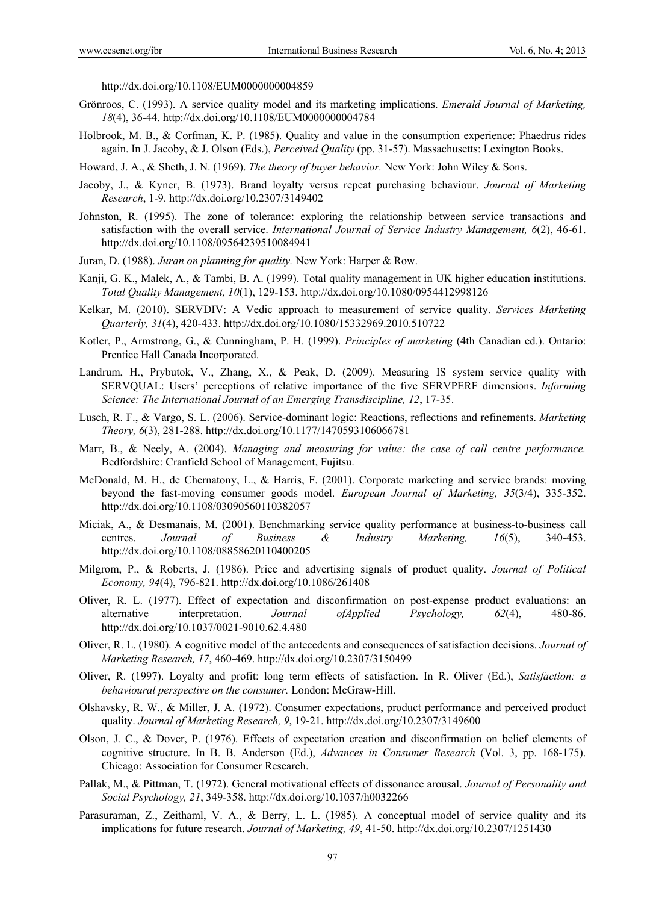http://dx.doi.org/10.1108/EUM0000000004859

Grönroos, C. (1993). A service quality model and its marketing implications. *Emerald Journal of Marketing, 18*(4), 36-44. http://dx.doi.org/10.1108/EUM0000000004784

Holbrook, M. B., & Corfman, K. P. (1985). Quality and value in the consumption experience: Phaedrus rides again. In J. Jacoby, & J. Olson (Eds.), *Perceived Quality* (pp. 31-57). Massachusetts: Lexington Books.

Howard, J. A., & Sheth, J. N. (1969). *The theory of buyer behavior.* New York: John Wiley & Sons.

Jacoby, J., & Kyner, B. (1973). Brand loyalty versus repeat purchasing behaviour. *Journal of Marketing Research*, 1-9. http://dx.doi.org/10.2307/3149402

Johnston, R. (1995). The zone of tolerance: exploring the relationship between service transactions and satisfaction with the overall service. *International Journal of Service Industry Management, 6*(2), 46-61. http://dx.doi.org/10.1108/09564239510084941

Juran, D. (1988). *Juran on planning for quality.* New York: Harper & Row.

Kanji, G. K., Malek, A., & Tambi, B. A. (1999). Total quality management in UK higher education institutions. *Total Quality Management, 10*(1), 129-153. http://dx.doi.org/10.1080/0954412998126

Kelkar, M. (2010). SERVDIV: A Vedic approach to measurement of service quality. *Services Marketing Quarterly, 31*(4), 420-433. http://dx.doi.org/10.1080/15332969.2010.510722

Kotler, P., Armstrong, G., & Cunningham, P. H. (1999). *Principles of marketing* (4th Canadian ed.). Ontario: Prentice Hall Canada Incorporated.

Landrum, H., Prybutok, V., Zhang, X., & Peak, D. (2009). Measuring IS system service quality with SERVQUAL: Users' perceptions of relative importance of the five SERVPERF dimensions. *Informing Science: The International Journal of an Emerging Transdiscipline, 12*, 17-35.

Lusch, R. F., & Vargo, S. L. (2006). Service-dominant logic: Reactions, reflections and refinements. *Marketing Theory, 6*(3), 281-288. http://dx.doi.org/10.1177/1470593106066781

Marr, B., & Neely, A. (2004). *Managing and measuring for value: the case of call centre performance.* Bedfordshire: Cranfield School of Management, Fujitsu.

McDonald, M. H., de Chernatony, L., & Harris, F. (2001). Corporate marketing and service brands: moving beyond the fast-moving consumer goods model. *European Journal of Marketing, 35*(3/4), 335-352. http://dx.doi.org/10.1108/03090560110382057

Miciak, A., & Desmanais, M. (2001). Benchmarking service quality performance at business-to-business call centres. *Journal of Business & Industry Marketing, 16*(5), 340-453. http://dx.doi.org/10.1108/08858620110400205

Milgrom, P., & Roberts, J. (1986). Price and advertising signals of product quality. *Journal of Political Economy, 94*(4), 796-821. http://dx.doi.org/10.1086/261408

Oliver, R. L. (1977). Effect of expectation and disconfirmation on post-expense product evaluations: an alternative interpretation. *Journal ofApplied Psychology, 62*(4), 480-86. http://dx.doi.org/10.1037/0021-9010.62.4.480

Oliver, R. L. (1980). A cognitive model of the antecedents and consequences of satisfaction decisions. *Journal of Marketing Research, 17*, 460-469. http://dx.doi.org/10.2307/3150499

Oliver, R. (1997). Loyalty and profit: long term effects of satisfaction. In R. Oliver (Ed.), *Satisfaction: a behavioural perspective on the consumer.* London: McGraw-Hill.

Olshavsky, R. W., & Miller, J. A. (1972). Consumer expectations, product performance and perceived product quality. *Journal of Marketing Research, 9*, 19-21. http://dx.doi.org/10.2307/3149600

Olson, J. C., & Dover, P. (1976). Effects of expectation creation and disconfirmation on belief elements of cognitive structure. In B. B. Anderson (Ed.), *Advances in Consumer Research* (Vol. 3, pp. 168-175). Chicago: Association for Consumer Research.

Pallak, M., & Pittman, T. (1972). General motivational effects of dissonance arousal. *Journal of Personality and Social Psychology, 21*, 349-358. http://dx.doi.org/10.1037/h0032266

Parasuraman, Z., Zeithaml, V. A., & Berry, L. L. (1985). A conceptual model of service quality and its implications for future research. *Journal of Marketing, 49*, 41-50. http://dx.doi.org/10.2307/1251430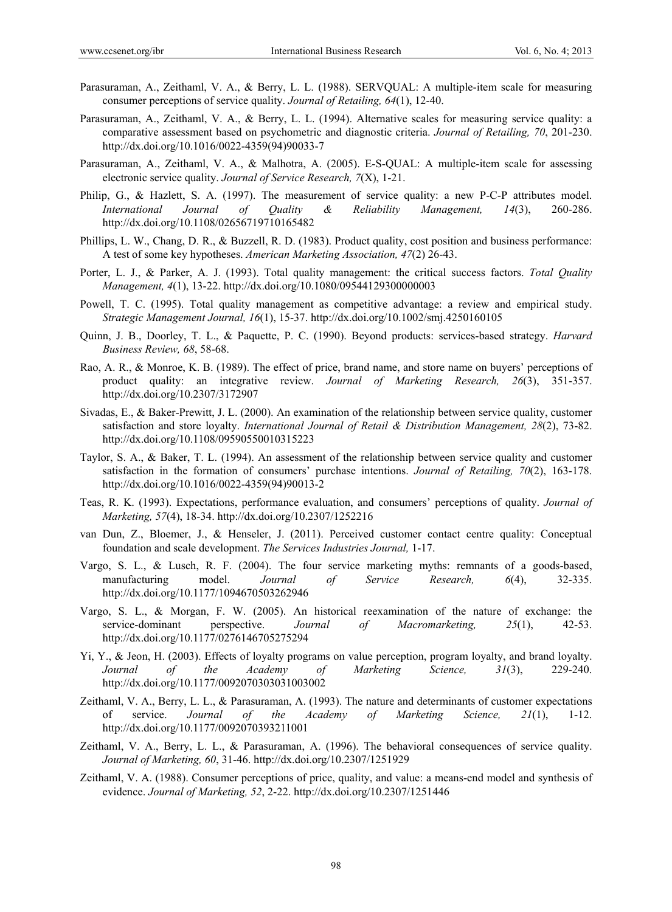Parasuraman, A., Zeithaml, V. A., & Berry, L. L. (1988). SERVQUAL: A multiple-item scale for measuring consumer perceptions of service quality. *Journal of Retailing, 64*(1), 12-40.

Parasuraman, A., Zeithaml, V. A., & Berry, L. L. (1994). Alternative scales for measuring service quality: a comparative assessment based on psychometric and diagnostic criteria. *Journal of Retailing, 70*, 201-230. http://dx.doi.org/10.1016/0022-4359(94)90033-7

Parasuraman, A., Zeithaml, V. A., & Malhotra, A. (2005). E-S-QUAL: A multiple-item scale for assessing electronic service quality. *Journal of Service Research, 7*(X), 1-21.

Philip, G., & Hazlett, S. A. (1997). The measurement of service quality: a new P-C-P attributes model. *International Journal of Quality & Reliability Management, 14*(3), 260-286. http://dx.doi.org/10.1108/02656719710165482

Phillips, L. W., Chang, D. R., & Buzzell, R. D. (1983). Product quality, cost position and business performance: A test of some key hypotheses. *American Marketing Association, 47*(2) 26-43.

Porter, L. J., & Parker, A. J. (1993). Total quality management: the critical success factors. *Total Quality Management, 4*(1), 13-22. http://dx.doi.org/10.1080/09544129300000003

Powell, T. C. (1995). Total quality management as competitive advantage: a review and empirical study. *Strategic Management Journal, 16*(1), 15-37. http://dx.doi.org/10.1002/smj.4250160105

Quinn, J. B., Doorley, T. L., & Paquette, P. C. (1990). Beyond products: services-based strategy. *Harvard Business Review, 68*, 58-68.

Rao, A. R., & Monroe, K. B. (1989). The effect of price, brand name, and store name on buyers' perceptions of product quality: an integrative review. *Journal of Marketing Research, 26*(3), 351-357. http://dx.doi.org/10.2307/3172907

Sivadas, E., & Baker-Prewitt, J. L. (2000). An examination of the relationship between service quality, customer satisfaction and store loyalty. *International Journal of Retail & Distribution Management, 28*(2), 73-82. http://dx.doi.org/10.1108/09590550010315223

Taylor, S. A., & Baker, T. L. (1994). An assessment of the relationship between service quality and customer satisfaction in the formation of consumers' purchase intentions. *Journal of Retailing, 70*(2), 163-178. http://dx.doi.org/10.1016/0022-4359(94)90013-2

Teas, R. K. (1993). Expectations, performance evaluation, and consumers' perceptions of quality. *Journal of Marketing, 57*(4), 18-34. http://dx.doi.org/10.2307/1252216

van Dun, Z., Bloemer, J., & Henseler, J. (2011). Perceived customer contact centre quality: Conceptual foundation and scale development. *The Services Industries Journal,* 1-17.

Vargo, S. L., & Lusch, R. F. (2004). The four service marketing myths: remnants of a goods-based, manufacturing model. *Journal of Service Research, 6*(4), 32-335. http://dx.doi.org/10.1177/1094670503262946

Vargo, S. L., & Morgan, F. W. (2005). An historical reexamination of the nature of exchange: the service-dominant perspective. *Journal of Macromarketing, 25*(1), 42-53. http://dx.doi.org/10.1177/0276146705275294

Yi, Y., & Jeon, H. (2003). Effects of loyalty programs on value perception, program loyalty, and brand loyalty. *Journal of the Academy of Marketing Science, 31*(3), 229-240. http://dx.doi.org/10.1177/0092070303031003002

Zeithaml, V. A., Berry, L. L., & Parasuraman, A. (1993). The nature and determinants of customer expectations of service. *Journal of the Academy of Marketing Science, 21*(1), 1-12. http://dx.doi.org/10.1177/0092070393211001

Zeithaml, V. A., Berry, L. L., & Parasuraman, A. (1996). The behavioral consequences of service quality. *Journal of Marketing, 60*, 31-46. http://dx.doi.org/10.2307/1251929

Zeithaml, V. A. (1988). Consumer perceptions of price, quality, and value: a means-end model and synthesis of evidence. *Journal of Marketing, 52*, 2-22. http://dx.doi.org/10.2307/1251446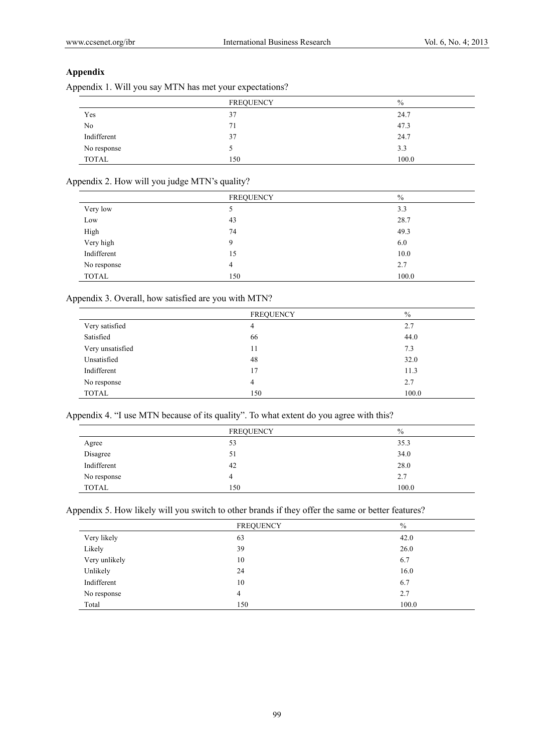## Appendix

Appendix 1. Will you say MTN has met your expectations?

| | FREQUENCY | % |
|---|---|---|
| Yes | 37 | 24.7 |
| No | 71 | 47.3 |
| Indifferent | 37 | 24.7 |
| No response | 5 | 3.3 |
| TOTAL | 150 | 100.0 |

Appendix 2. How will you judge MTN's quality?

| | FREQUENCY | % |
|---|---|---|
| Very low | 5 | 3.3 |
| Low | 43 | 28.7 |
| High | 74 | 49.3 |
| Very high | 9 | 6.0 |
| Indifferent | 15 | 10.0 |
| No response | 4 | 2.7 |
| TOTAL | 150 | 100.0 |

Appendix 3. Overall, how satisfied are you with MTN?

| | FREQUENCY | % |
|---|---|---|
| Very satisfied | 4 | 2.7 |
| Satisfied | 66 | 44.0 |
| Very unsatisfied | 11 | 7.3 |
| Unsatisfied | 48 | 32.0 |
| Indifferent | 17 | 11.3 |
| No response | 4 | 2.7 |
| TOTAL | 150 | 100.0 |

Appendix 4. "I use MTN because of its quality". To what extent do you agree with this?

| | FREQUENCY | % |
|---|---|---|
| Agree | 53 | 35.3 |
| Disagree | 51 | 34.0 |
| Indifferent | 42 | 28.0 |
| No response | 4 | 2.7 |
| TOTAL | 150 | 100.0 |

Appendix 5. How likely will you switch to other brands if they offer the same or better features?

| | FREQUENCY | % |
|---|---|---|
| Very likely | 63 | 42.0 |
| Likely | 39 | 26.0 |
| Very unlikely | 10 | 6.7 |
| Unlikely | 24 | 16.0 |
| Indifferent | 10 | 6.7 |
| No response | 4 | 2.7 |
| Total | 150 | 100.0 |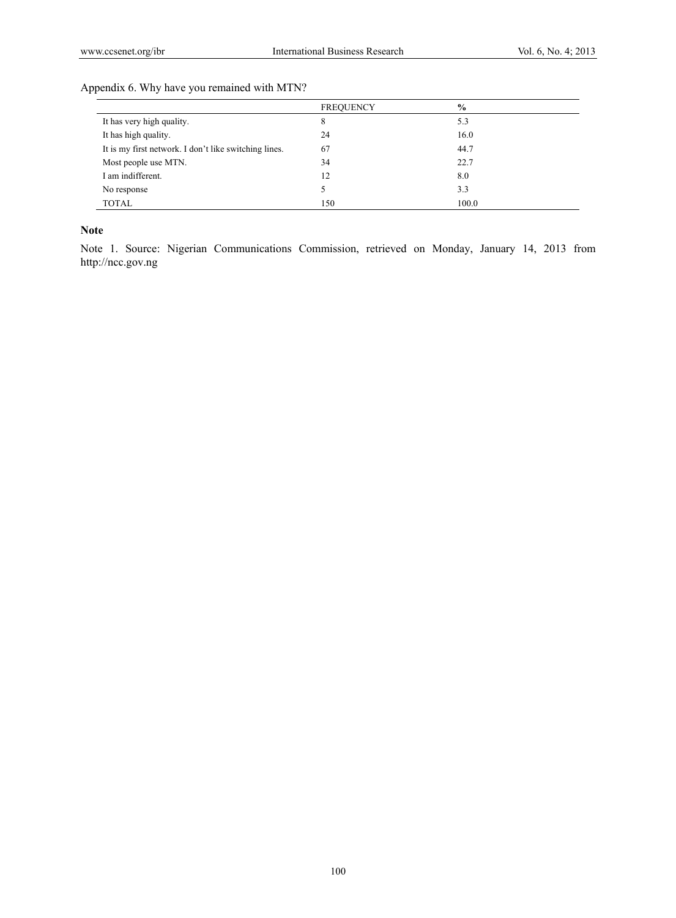Appendix 6. Why have you remained with MTN?

| | FREQUENCY | % |
|---|---|---|
| It has very high quality. | 8 | 5.3 |
| It has high quality. | 24 | 16.0 |
| It is my first network. I don't like switching lines. | 67 | 44.7 |
| Most people use MTN. | 34 | 22.7 |
| I am indifferent. | 12 | 8.0 |
| No response | 5 | 3.3 |
| TOTAL | 150 | 100.0 |

## Note

Note 1. Source: Nigerian Communications Commission, retrieved on Monday, January 14, 2013 from http://ncc.gov.ng